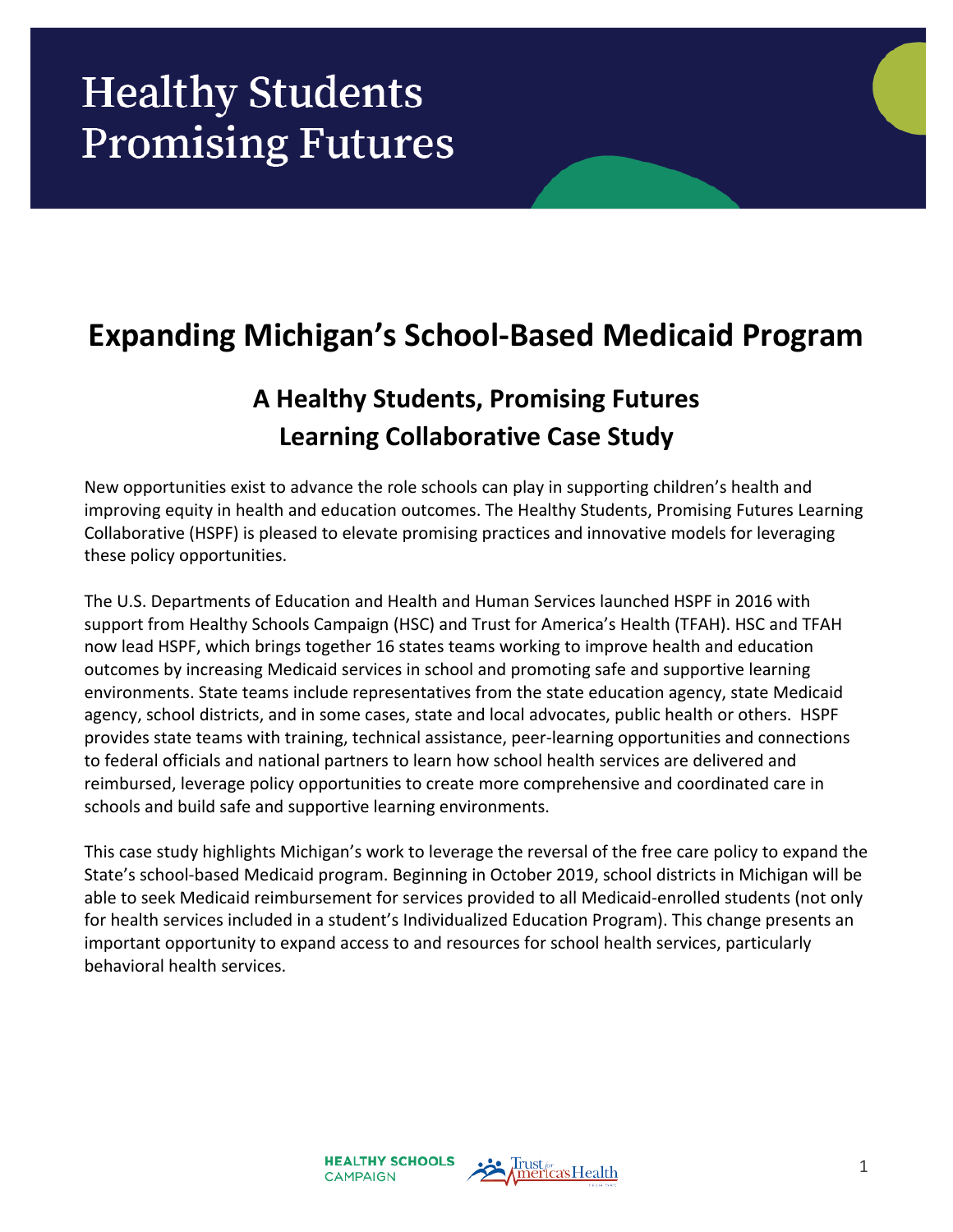# Healthy Students Promising Futures

## Expanding Michigan's School-Based Medicaid Program

### A Healthy Students, Promising Futures Learning Collaborative Case Study

New opportunities exist to advance the role schools can play in supporting children's health and improving equity in health and education outcomes. The Healthy Students, Promising Futures Learning Collaborative (HSPF) is pleased to elevate promising practices and innovative models for leveraging these policy opportunities.

The U.S. Departments of Education and Health and Human Services launched HSPF in 2016 with support from Healthy Schools Campaign (HSC) and Trust for America's Health (TFAH). HSC and TFAH now lead HSPF, which brings together 16 states teams working to improve health and education outcomes by increasing Medicaid services in school and promoting safe and supportive learning environments. State teams include representatives from the state education agency, state Medicaid agency, school districts, and in some cases, state and local advocates, public health or others. HSPF provides state teams with training, technical assistance, peer-learning opportunities and connections to federal officials and national partners to learn how school health services are delivered and reimbursed, leverage policy opportunities to create more comprehensive and coordinated care in schools and build safe and supportive learning environments.

This case study highlights Michigan's work to leverage the reversal of the free care policy to expand the State's school-based Medicaid program. Beginning in October 2019, school districts in Michigan will be able to seek Medicaid reimbursement for services provided to all Medicaid-enrolled students (not only for health services included in a student's Individualized Education Program). This change presents an important opportunity to expand access to and resources for school health services, particularly behavioral health services.

HEALTHY SCHOOLS CAMPAIGN

Trust for America's Health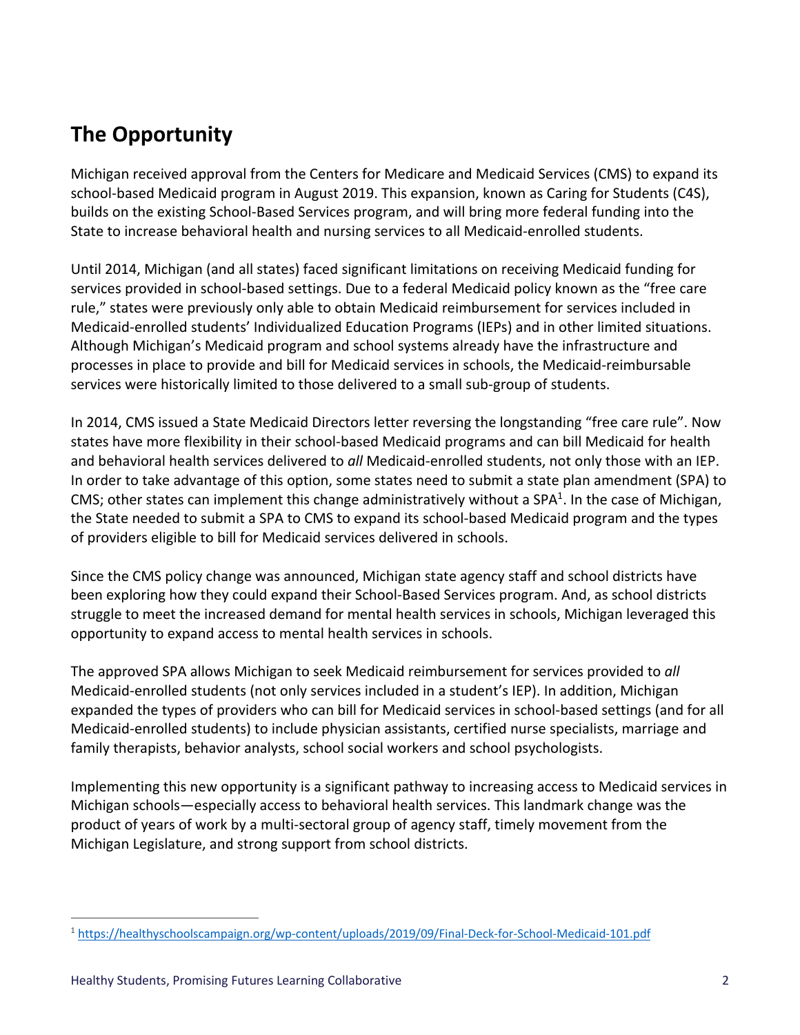## The Opportunity

Michigan received approval from the Centers for Medicare and Medicaid Services (CMS) to expand its school-based Medicaid program in August 2019. This expansion, known as Caring for Students (C4S), builds on the existing School-Based Services program, and will bring more federal funding into the State to increase behavioral health and nursing services to all Medicaid-enrolled students.

Until 2014, Michigan (and all states) faced significant limitations on receiving Medicaid funding for services provided in school-based settings. Due to a federal Medicaid policy known as the "free care rule," states were previously only able to obtain Medicaid reimbursement for services included in Medicaid-enrolled students' Individualized Education Programs (IEPs) and in other limited situations. Although Michigan's Medicaid program and school systems already have the infrastructure and processes in place to provide and bill for Medicaid services in schools, the Medicaid-reimbursable services were historically limited to those delivered to a small sub-group of students.

In 2014, CMS issued a State Medicaid Directors letter reversing the longstanding "free care rule". Now states have more flexibility in their school-based Medicaid programs and can bill Medicaid for health and behavioral health services delivered to *all* Medicaid-enrolled students, not only those with an IEP. In order to take advantage of this option, some states need to submit a state plan amendment (SPA) to CMS; other states can implement this change administratively without a SPA[1]. In the case of Michigan, the State needed to submit a SPA to CMS to expand its school-based Medicaid program and the types of providers eligible to bill for Medicaid services delivered in schools.

Since the CMS policy change was announced, Michigan state agency staff and school districts have been exploring how they could expand their School-Based Services program. And, as school districts struggle to meet the increased demand for mental health services in schools, Michigan leveraged this opportunity to expand access to mental health services in schools.

The approved SPA allows Michigan to seek Medicaid reimbursement for services provided to *all* Medicaid-enrolled students (not only services included in a student's IEP). In addition, Michigan expanded the types of providers who can bill for Medicaid services in school-based settings (and for all Medicaid-enrolled students) to include physician assistants, certified nurse specialists, marriage and family therapists, behavior analysts, school social workers and school psychologists.

Implementing this new opportunity is a significant pathway to increasing access to Medicaid services in Michigan schools—especially access to behavioral health services. This landmark change was the product of years of work by a multi-sectoral group of agency staff, timely movement from the Michigan Legislature, and strong support from school districts.

[1] https://healthyschoolscampaign.org/wp-content/uploads/2019/09/Final-Deck-for-School-Medicaid-101.pdf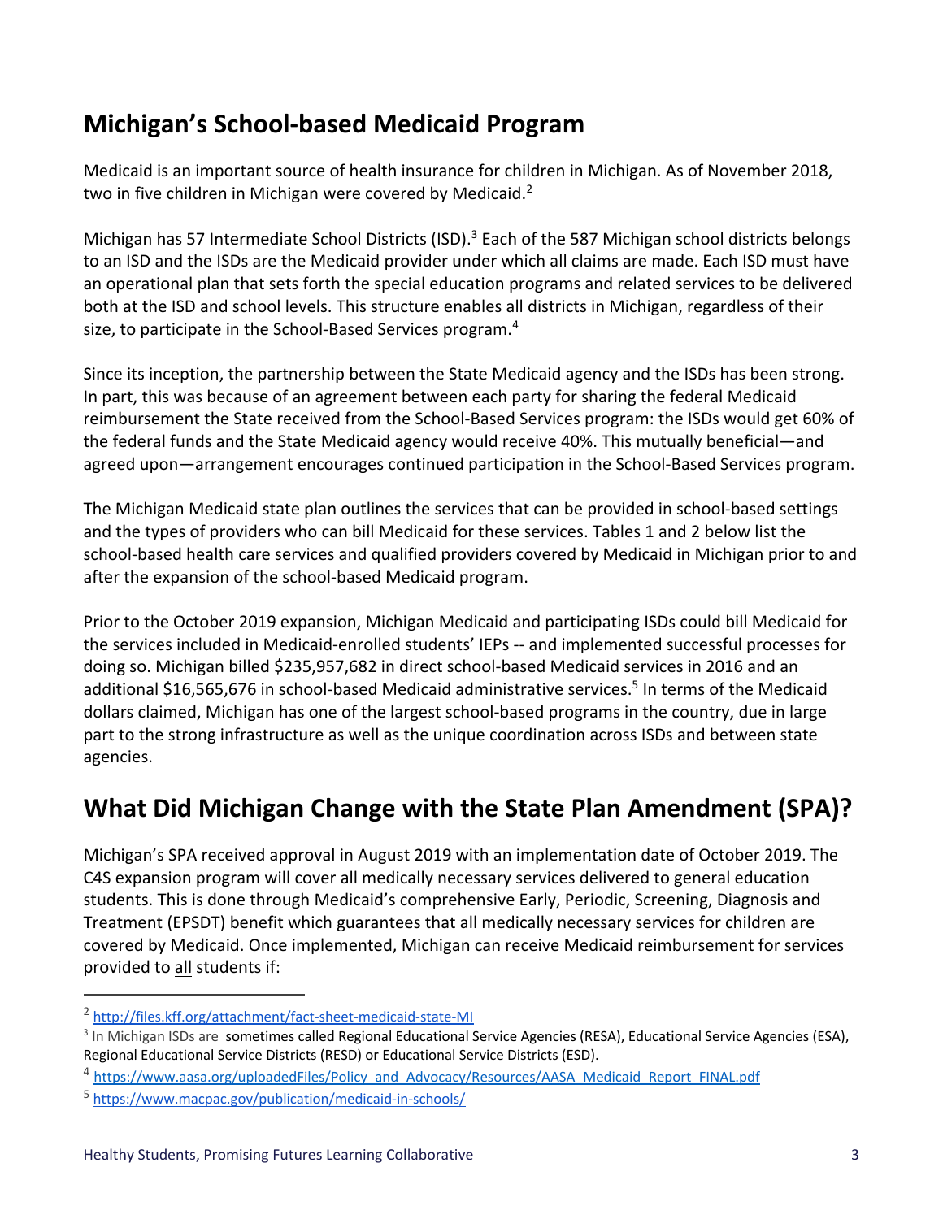## Michigan's School-based Medicaid Program

Medicaid is an important source of health insurance for children in Michigan. As of November 2018, two in five children in Michigan were covered by Medicaid.[2]

Michigan has 57 Intermediate School Districts (ISD).[3] Each of the 587 Michigan school districts belongs to an ISD and the ISDs are the Medicaid provider under which all claims are made. Each ISD must have an operational plan that sets forth the special education programs and related services to be delivered both at the ISD and school levels. This structure enables all districts in Michigan, regardless of their size, to participate in the School-Based Services program.[4]

Since its inception, the partnership between the State Medicaid agency and the ISDs has been strong. In part, this was because of an agreement between each party for sharing the federal Medicaid reimbursement the State received from the School-Based Services program: the ISDs would get 60% of the federal funds and the State Medicaid agency would receive 40%. This mutually beneficial—and agreed upon—arrangement encourages continued participation in the School-Based Services program.

The Michigan Medicaid state plan outlines the services that can be provided in school-based settings and the types of providers who can bill Medicaid for these services. Tables 1 and 2 below list the school-based health care services and qualified providers covered by Medicaid in Michigan prior to and after the expansion of the school-based Medicaid program.

Prior to the October 2019 expansion, Michigan Medicaid and participating ISDs could bill Medicaid for the services included in Medicaid-enrolled students' IEPs -- and implemented successful processes for doing so. Michigan billed $235,957,682 in direct school-based Medicaid services in 2016 and an additional $16,565,676 in school-based Medicaid administrative services.[5] In terms of the Medicaid dollars claimed, Michigan has one of the largest school-based programs in the country, due in large part to the strong infrastructure as well as the unique coordination across ISDs and between state agencies.

# What Did Michigan Change with the State Plan Amendment (SPA)?

Michigan's SPA received approval in August 2019 with an implementation date of October 2019. The C4S expansion program will cover all medically necessary services delivered to general education students. This is done through Medicaid's comprehensive Early, Periodic, Screening, Diagnosis and Treatment (EPSDT) benefit which guarantees that all medically necessary services for children are covered by Medicaid. Once implemented, Michigan can receive Medicaid reimbursement for services provided to <u>all</u> students if:

---

[2] http://files.kff.org/attachment/fact-sheet-medicaid-state-MI

[3] In Michigan ISDs are sometimes called Regional Educational Service Agencies (RESA), Educational Service Agencies (ESA), Regional Educational Service Districts (RESD) or Educational Service Districts (ESD).

[4] https://www.aasa.org/uploadedFiles/Policy_and_Advocacy/Resources/AASA_Medicaid_Report_FINAL.pdf

[5] https://www.macpac.gov/publication/medicaid-in-schools/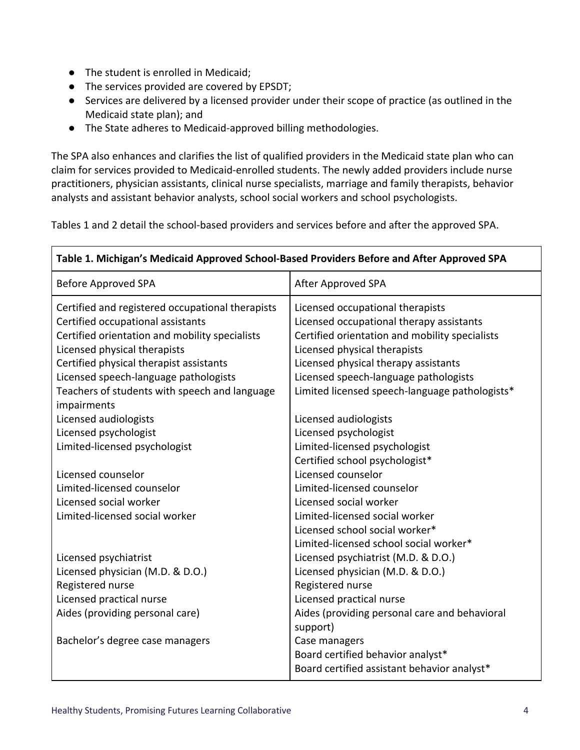- The student is enrolled in Medicaid;
- The services provided are covered by EPSDT;
- Services are delivered by a licensed provider under their scope of practice (as outlined in the Medicaid state plan); and
- The State adheres to Medicaid-approved billing methodologies.

The SPA also enhances and clarifies the list of qualified providers in the Medicaid state plan who can claim for services provided to Medicaid-enrolled students. The newly added providers include nurse practitioners, physician assistants, clinical nurse specialists, marriage and family therapists, behavior analysts and assistant behavior analysts, school social workers and school psychologists.

Tables 1 and 2 detail the school-based providers and services before and after the approved SPA.

**Table 1. Michigan's Medicaid Approved School-Based Providers Before and After Approved SPA**

| Before Approved SPA | After Approved SPA |
|---|---|
| Certified and registered occupational therapists | Licensed occupational therapists |
| Certified occupational assistants | Licensed occupational therapy assistants |
| Certified orientation and mobility specialists | Certified orientation and mobility specialists |
| Licensed physical therapists | Licensed physical therapists |
| Certified physical therapist assistants | Licensed physical therapy assistants |
| Licensed speech-language pathologists | Licensed speech-language pathologists |
| Teachers of students with speech and language impairments | Limited licensed speech-language pathologists* |
| Licensed audiologists | Licensed audiologists |
| Licensed psychologist | Licensed psychologist |
| Limited-licensed psychologist | Limited-licensed psychologist |
| | Certified school psychologist* |
| Licensed counselor | Licensed counselor |
| Limited-licensed counselor | Limited-licensed counselor |
| Licensed social worker | Licensed social worker |
| Limited-licensed social worker | Limited-licensed social worker |
| | Licensed school social worker* |
| | Limited-licensed school social worker* |
| Licensed psychiatrist | Licensed psychiatrist (M.D. & D.O.) |
| Licensed physician (M.D. & D.O.) | Licensed physician (M.D. & D.O.) |
| Registered nurse | Registered nurse |
| Licensed practical nurse | Licensed practical nurse |
| Aides (providing personal care) | Aides (providing personal care and behavioral support) |
| Bachelor's degree case managers | Case managers |
| | Board certified behavior analyst* |
| | Board certified assistant behavior analyst* |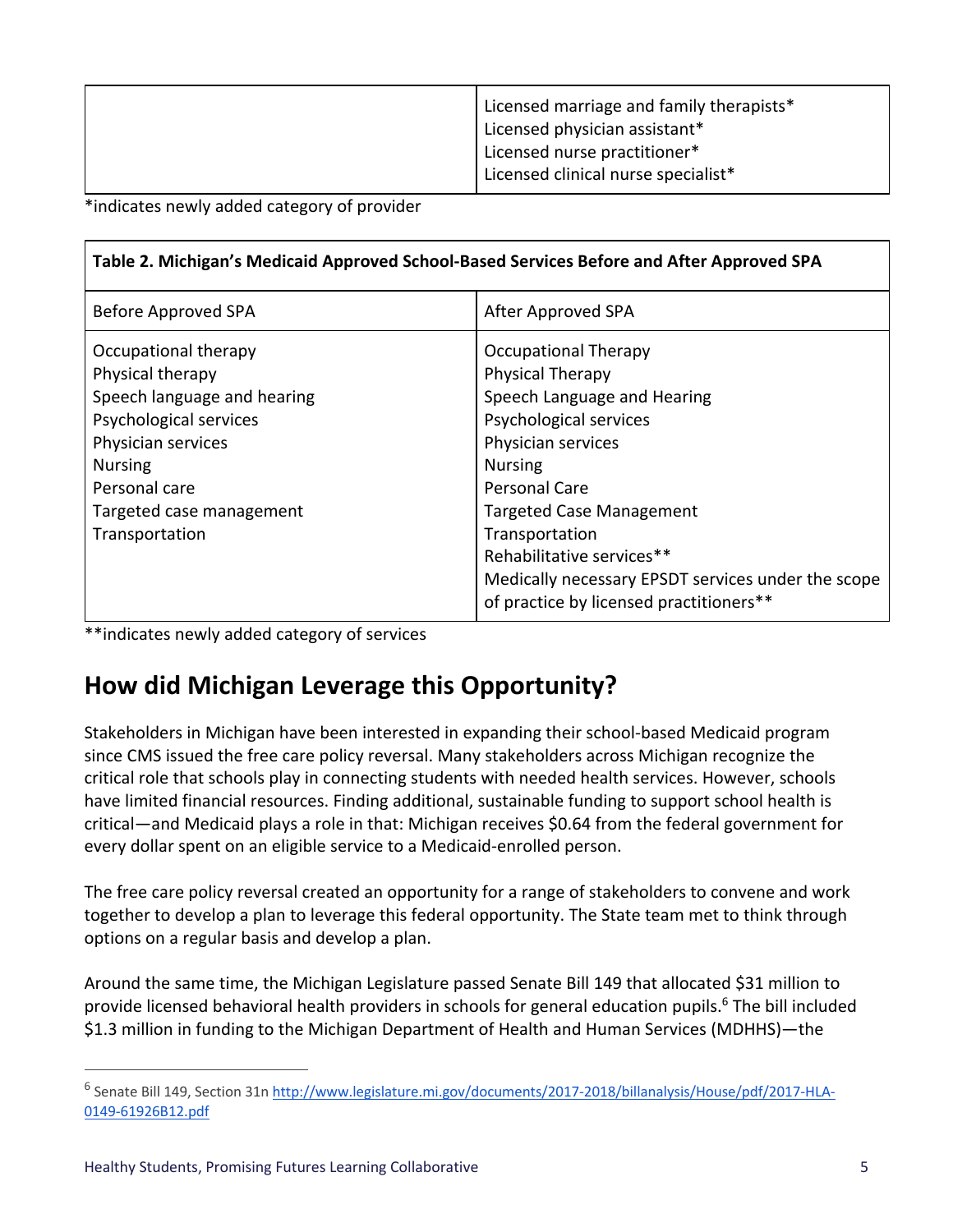| | |
|---|---|
| | Licensed marriage and family therapists*<br>Licensed physician assistant*<br>Licensed nurse practitioner*<br>Licensed clinical nurse specialist* |

*indicates newly added category of provider

**Table 2. Michigan's Medicaid Approved School-Based Services Before and After Approved SPA**

| Before Approved SPA | After Approved SPA |
|---|---|
| Occupational therapy<br>Physical therapy<br>Speech language and hearing<br>Psychological services<br>Physician services<br>Nursing<br>Personal care<br>Targeted case management<br>Transportation | Occupational Therapy<br>Physical Therapy<br>Speech Language and Hearing<br>Psychological services<br>Physician services<br>Nursing<br>Personal Care<br>Targeted Case Management<br>Transportation<br>Rehabilitative services**<br>Medically necessary EPSDT services under the scope of practice by licensed practitioners** |

**indicates newly added category of services

## How did Michigan Leverage this Opportunity?

Stakeholders in Michigan have been interested in expanding their school-based Medicaid program since CMS issued the free care policy reversal. Many stakeholders across Michigan recognize the critical role that schools play in connecting students with needed health services. However, schools have limited financial resources. Finding additional, sustainable funding to support school health is critical—and Medicaid plays a role in that: Michigan receives $0.64 from the federal government for every dollar spent on an eligible service to a Medicaid-enrolled person.

The free care policy reversal created an opportunity for a range of stakeholders to convene and work together to develop a plan to leverage this federal opportunity. The State team met to think through options on a regular basis and develop a plan.

Around the same time, the Michigan Legislature passed Senate Bill 149 that allocated $31 million to provide licensed behavioral health providers in schools for general education pupils.[6] The bill included $1.3 million in funding to the Michigan Department of Health and Human Services (MDHHS)—the

[6] Senate Bill 149, Section 31n http://www.legislature.mi.gov/documents/2017-2018/billanalysis/House/pdf/2017-HLA-0149-61926B12.pdf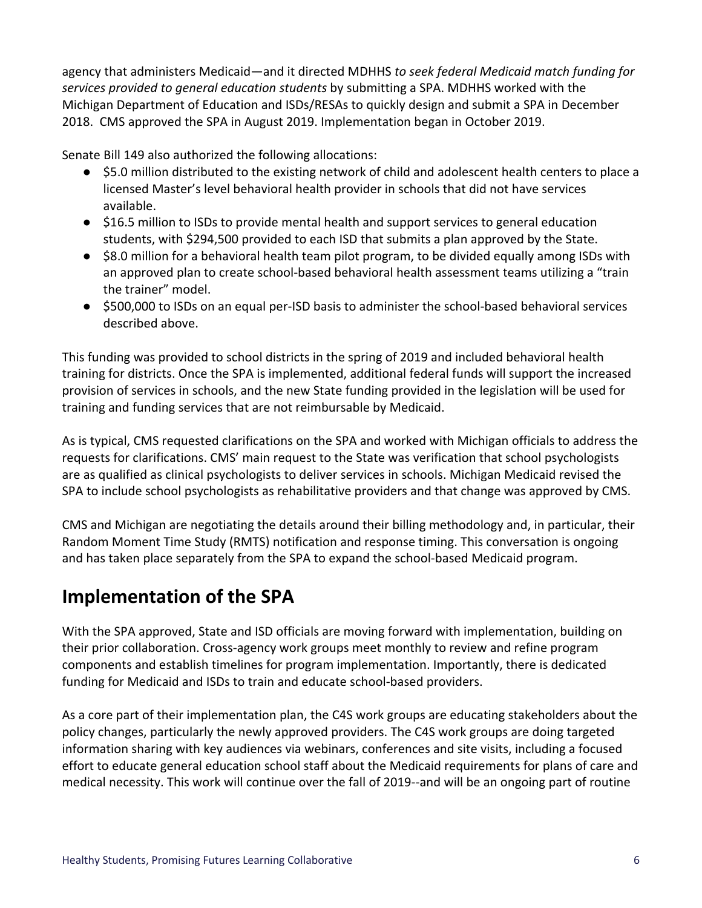agency that administers Medicaid—and it directed MDHHS *to seek federal Medicaid match funding for services provided to general education students* by submitting a SPA. MDHHS worked with the Michigan Department of Education and ISDs/RESAs to quickly design and submit a SPA in December 2018. CMS approved the SPA in August 2019. Implementation began in October 2019.

Senate Bill 149 also authorized the following allocations:

- $5.0 million distributed to the existing network of child and adolescent health centers to place a licensed Master's level behavioral health provider in schools that did not have services available.
- $16.5 million to ISDs to provide mental health and support services to general education students, with $294,500 provided to each ISD that submits a plan approved by the State.
- $8.0 million for a behavioral health team pilot program, to be divided equally among ISDs with an approved plan to create school-based behavioral health assessment teams utilizing a "train the trainer" model.
- $500,000 to ISDs on an equal per-ISD basis to administer the school-based behavioral services described above.

This funding was provided to school districts in the spring of 2019 and included behavioral health training for districts. Once the SPA is implemented, additional federal funds will support the increased provision of services in schools, and the new State funding provided in the legislation will be used for training and funding services that are not reimbursable by Medicaid.

As is typical, CMS requested clarifications on the SPA and worked with Michigan officials to address the requests for clarifications. CMS' main request to the State was verification that school psychologists are as qualified as clinical psychologists to deliver services in schools. Michigan Medicaid revised the SPA to include school psychologists as rehabilitative providers and that change was approved by CMS.

CMS and Michigan are negotiating the details around their billing methodology and, in particular, their Random Moment Time Study (RMTS) notification and response timing. This conversation is ongoing and has taken place separately from the SPA to expand the school-based Medicaid program.

## Implementation of the SPA

With the SPA approved, State and ISD officials are moving forward with implementation, building on their prior collaboration. Cross-agency work groups meet monthly to review and refine program components and establish timelines for program implementation. Importantly, there is dedicated funding for Medicaid and ISDs to train and educate school-based providers.

As a core part of their implementation plan, the C4S work groups are educating stakeholders about the policy changes, particularly the newly approved providers. The C4S work groups are doing targeted information sharing with key audiences via webinars, conferences and site visits, including a focused effort to educate general education school staff about the Medicaid requirements for plans of care and medical necessity. This work will continue over the fall of 2019--and will be an ongoing part of routine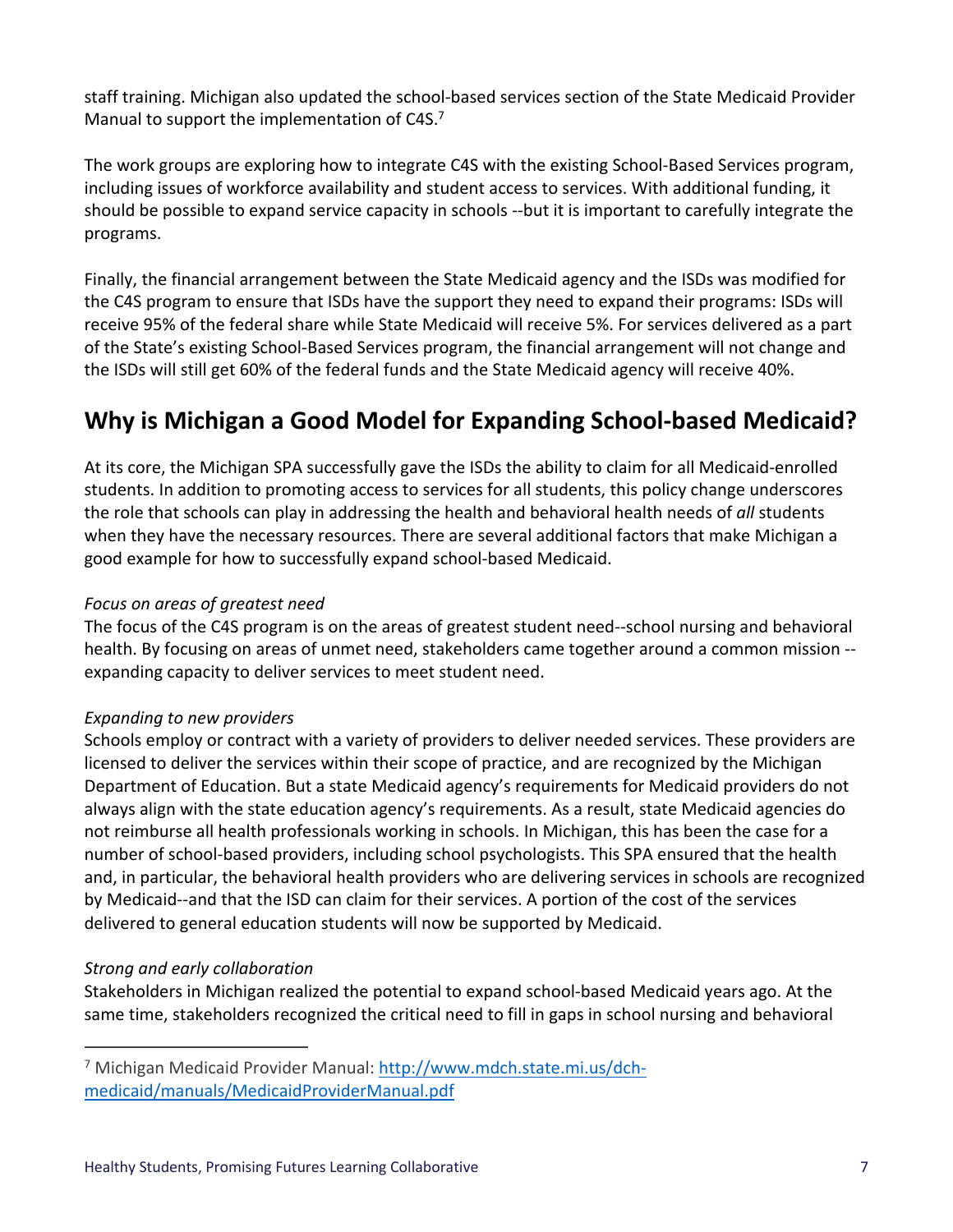staff training. Michigan also updated the school-based services section of the State Medicaid Provider Manual to support the implementation of C4S.[7]

The work groups are exploring how to integrate C4S with the existing School-Based Services program, including issues of workforce availability and student access to services. With additional funding, it should be possible to expand service capacity in schools --but it is important to carefully integrate the programs.

Finally, the financial arrangement between the State Medicaid agency and the ISDs was modified for the C4S program to ensure that ISDs have the support they need to expand their programs: ISDs will receive 95% of the federal share while State Medicaid will receive 5%. For services delivered as a part of the State's existing School-Based Services program, the financial arrangement will not change and the ISDs will still get 60% of the federal funds and the State Medicaid agency will receive 40%.

## Why is Michigan a Good Model for Expanding School-based Medicaid?

At its core, the Michigan SPA successfully gave the ISDs the ability to claim for all Medicaid-enrolled students. In addition to promoting access to services for all students, this policy change underscores the role that schools can play in addressing the health and behavioral health needs of *all* students when they have the necessary resources. There are several additional factors that make Michigan a good example for how to successfully expand school-based Medicaid.

*Focus on areas of greatest need*

The focus of the C4S program is on the areas of greatest student need--school nursing and behavioral health. By focusing on areas of unmet need, stakeholders came together around a common mission --expanding capacity to deliver services to meet student need.

*Expanding to new providers*

Schools employ or contract with a variety of providers to deliver needed services. These providers are licensed to deliver the services within their scope of practice, and are recognized by the Michigan Department of Education. But a state Medicaid agency's requirements for Medicaid providers do not always align with the state education agency's requirements. As a result, state Medicaid agencies do not reimburse all health professionals working in schools. In Michigan, this has been the case for a number of school-based providers, including school psychologists. This SPA ensured that the health and, in particular, the behavioral health providers who are delivering services in schools are recognized by Medicaid--and that the ISD can claim for their services. A portion of the cost of the services delivered to general education students will now be supported by Medicaid.

*Strong and early collaboration*

Stakeholders in Michigan realized the potential to expand school-based Medicaid years ago. At the same time, stakeholders recognized the critical need to fill in gaps in school nursing and behavioral

[7] Michigan Medicaid Provider Manual: [http://www.mdch.state.mi.us/dch-medicaid/manuals/MedicaidProviderManual.pdf](http://www.mdch.state.mi.us/dch-medicaid/manuals/MedicaidProviderManual.pdf)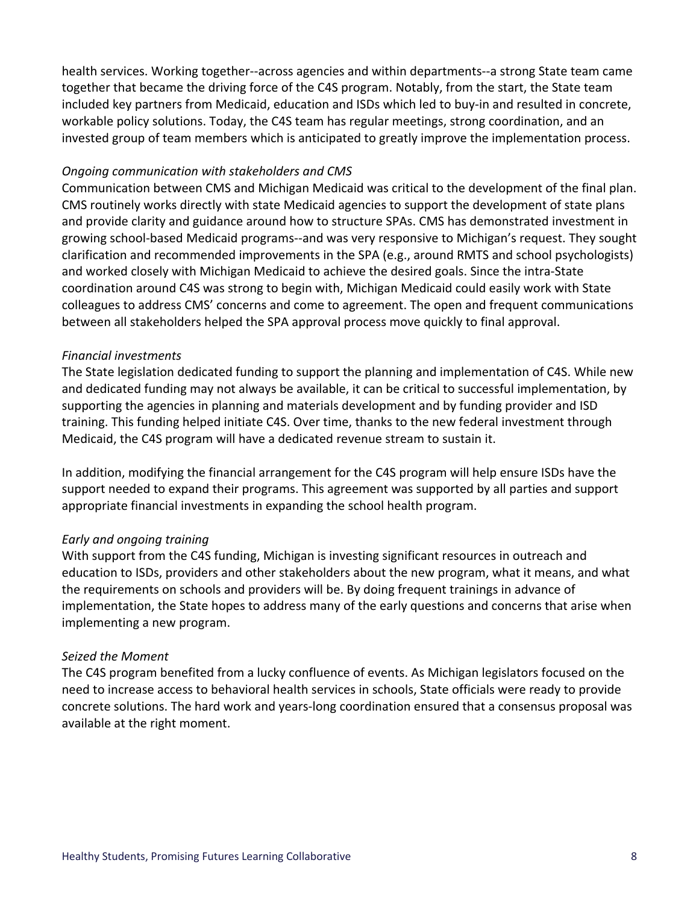health services. Working together--across agencies and within departments--a strong State team came together that became the driving force of the C4S program. Notably, from the start, the State team included key partners from Medicaid, education and ISDs which led to buy-in and resulted in concrete, workable policy solutions. Today, the C4S team has regular meetings, strong coordination, and an invested group of team members which is anticipated to greatly improve the implementation process.

*Ongoing communication with stakeholders and CMS*

Communication between CMS and Michigan Medicaid was critical to the development of the final plan. CMS routinely works directly with state Medicaid agencies to support the development of state plans and provide clarity and guidance around how to structure SPAs. CMS has demonstrated investment in growing school-based Medicaid programs--and was very responsive to Michigan's request. They sought clarification and recommended improvements in the SPA (e.g., around RMTS and school psychologists) and worked closely with Michigan Medicaid to achieve the desired goals. Since the intra-State coordination around C4S was strong to begin with, Michigan Medicaid could easily work with State colleagues to address CMS' concerns and come to agreement. The open and frequent communications between all stakeholders helped the SPA approval process move quickly to final approval.

*Financial investments*

The State legislation dedicated funding to support the planning and implementation of C4S. While new and dedicated funding may not always be available, it can be critical to successful implementation, by supporting the agencies in planning and materials development and by funding provider and ISD training. This funding helped initiate C4S. Over time, thanks to the new federal investment through Medicaid, the C4S program will have a dedicated revenue stream to sustain it.

In addition, modifying the financial arrangement for the C4S program will help ensure ISDs have the support needed to expand their programs. This agreement was supported by all parties and support appropriate financial investments in expanding the school health program.

*Early and ongoing training*

With support from the C4S funding, Michigan is investing significant resources in outreach and education to ISDs, providers and other stakeholders about the new program, what it means, and what the requirements on schools and providers will be. By doing frequent trainings in advance of implementation, the State hopes to address many of the early questions and concerns that arise when implementing a new program.

*Seized the Moment*

The C4S program benefited from a lucky confluence of events. As Michigan legislators focused on the need to increase access to behavioral health services in schools, State officials were ready to provide concrete solutions. The hard work and years-long coordination ensured that a consensus proposal was available at the right moment.